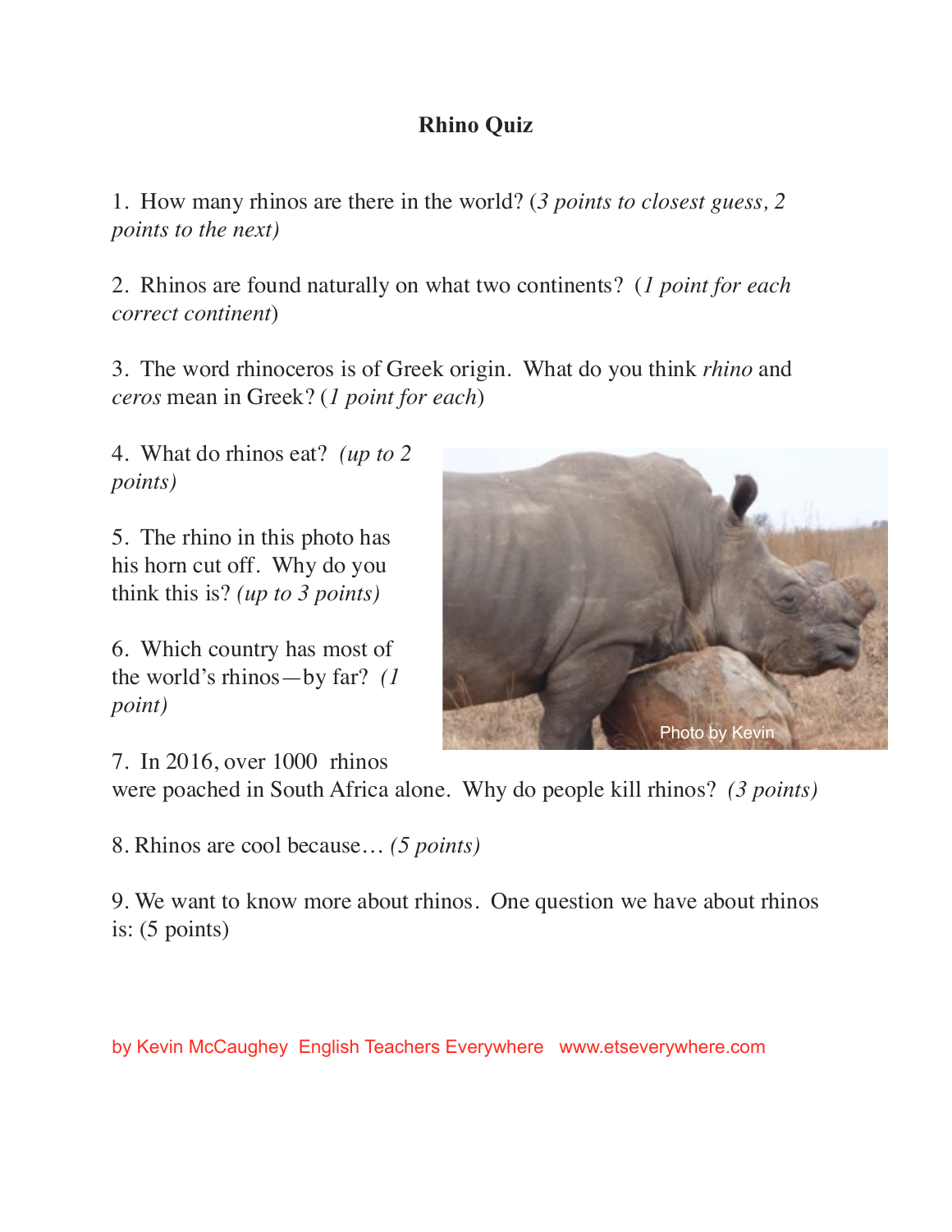# Rhino Quiz

1. How many rhinos are there in the world? (*3 points to closest guess, 2 points to the next)*

2. Rhinos are found naturally on what two continents? (*1 point for each correct continent*)

3. The word rhinoceros is of Greek origin. What do you think *rhino* and *ceros* mean in Greek? (*1 point for each*)

4. What do rhinos eat? *(up to 2 points)*

5. The rhino in this photo has his horn cut off. Why do you think this is? *(up to 3 points)*

6. Which country has most of the world's rhinos—by far? *(1 point)*

Photo by Kevin

7. In 2016, over 1000 rhinos were poached in South Africa alone. Why do people kill rhinos? *(3 points)*

8. Rhinos are cool because… *(5 points)*

9. We want to know more about rhinos. One question we have about rhinos is: (5 points)

by Kevin McCaughey English Teachers Everywhere www.etseverywhere.com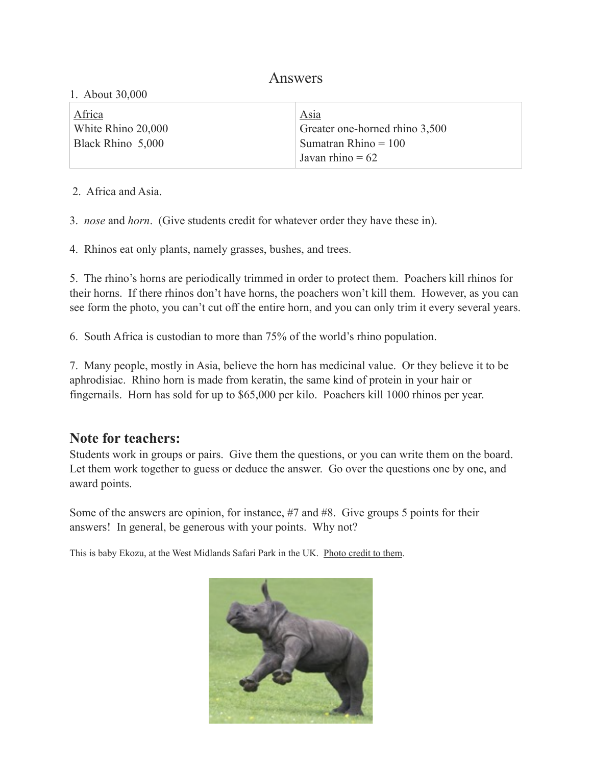# Answers

1. About 30,000

| | |
|---|---|
| Africa<br>White Rhino 20,000<br>Black Rhino 5,000 | Asia<br>Greater one-horned rhino 3,500<br>Sumatran Rhino = 100<br>Javan rhino = 62 |

2. Africa and Asia.

3. *nose* and *horn*. (Give students credit for whatever order they have these in).

4. Rhinos eat only plants, namely grasses, bushes, and trees.

5. The rhino's horns are periodically trimmed in order to protect them. Poachers kill rhinos for their horns. If there rhinos don't have horns, the poachers won't kill them. However, as you can see form the photo, you can't cut off the entire horn, and you can only trim it every several years.

6. South Africa is custodian to more than 75% of the world's rhino population.

7. Many people, mostly in Asia, believe the horn has medicinal value. Or they believe it to be aphrodisiac. Rhino horn is made from keratin, the same kind of protein in your hair or fingernails. Horn has sold for up to $65,000 per kilo. Poachers kill 1000 rhinos per year.

## Note for teachers:

Students work in groups or pairs. Give them the questions, or you can write them on the board. Let them work together to guess or deduce the answer. Go over the questions one by one, and award points.

Some of the answers are opinion, for instance, #7 and #8. Give groups 5 points for their answers! In general, be generous with your points. Why not?

This is baby Ekozu, at the West Midlands Safari Park in the UK. Photo credit to them.